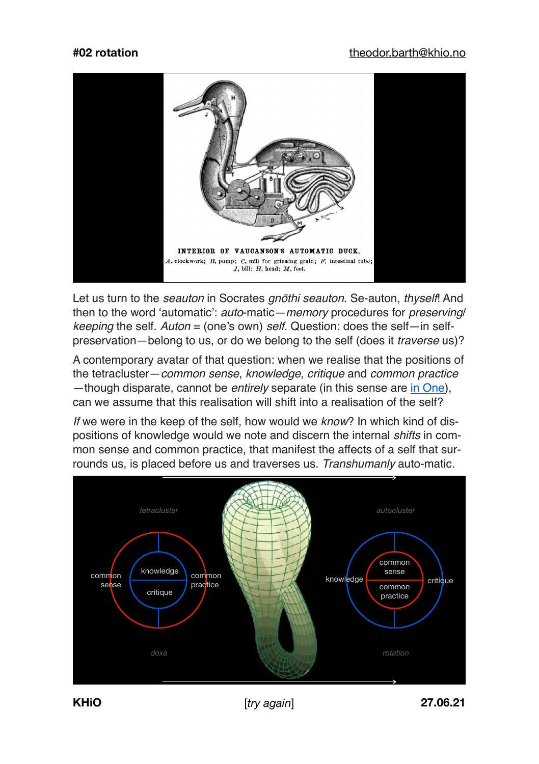Let us turn to the *seauton* in Socrates *gnōthi seauton*. Se-auton, *thyself*! And then to the word 'automatic': *auto*-matic—*memory* procedures for *preserving/keeping* the self. *Auton* = (one's own) *self*. Question: does the self—in self-preservation—belong to us, or do we belong to the self (does it *traverse* us)?

A contemporary avatar of that question: when we realise that the positions of the tetracluster—*common sense*, *knowledge*, *critique* and *common practice*—though disparate, cannot be *entirely* separate (in this sense are in One), can we assume that this realisation will shift into a realisation of the self?

*If* we were in the keep of the self, how would we *know*? In which kind of dispositions of knowledge would we note and discern the internal *shifts* in common sense and common practice, that manifest the affects of a self that surrounds us, is placed before us and traverses us. *Transhumanly* auto-matic.

[*try again*]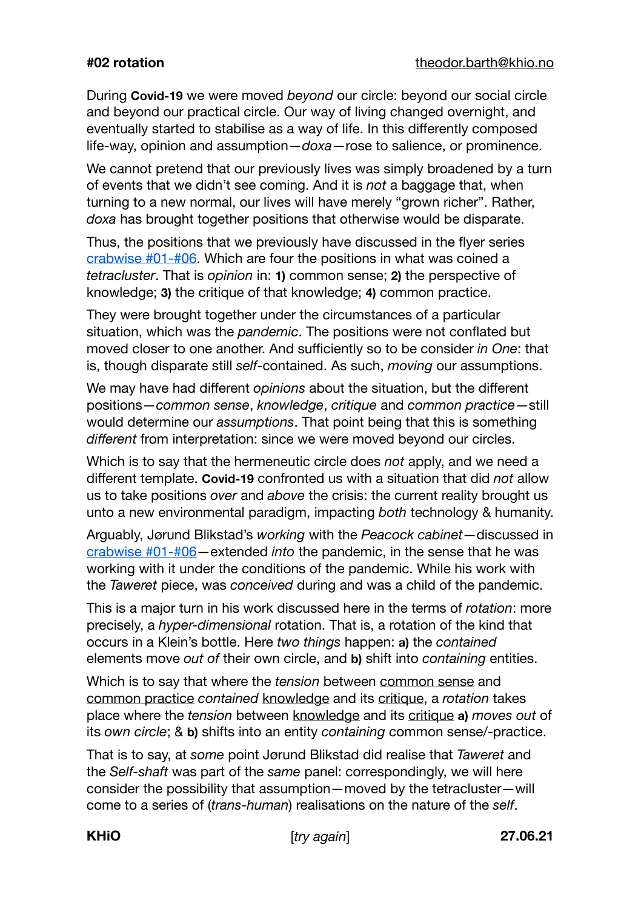**#02 rotation** theodor.barth@khio.no

During **Covid-19** we were moved *beyond* our circle: beyond our social circle and beyond our practical circle. Our way of living changed overnight, and eventually started to stabilise as a way of life. In this differently composed life-way, opinion and assumption—*doxa*—rose to salience, or prominence.

We cannot pretend that our previously lives was simply broadened by a turn of events that we didn't see coming. And it is *not* a baggage that, when turning to a new normal, our lives will have merely "grown richer". Rather, *doxa* has brought together positions that otherwise would be disparate.

Thus, the positions that we previously have discussed in the flyer series crabwise #01-#06. Which are four the positions in what was coined a *tetracluster*. That is *opinion* in: **1)** common sense; **2)** the perspective of knowledge; **3)** the critique of that knowledge; **4)** common practice.

They were brought together under the circumstances of a particular situation, which was the *pandemic*. The positions were not conflated but moved closer to one another. And sufficiently so to be consider *in One*: that is, though disparate still *self*-contained. As such, *moving* our assumptions.

We may have had different *opinions* about the situation, but the different positions—*common sense*, *knowledge*, *critique* and *common practice*—still would determine our *assumptions*. That point being that this is something *different* from interpretation: since we were moved beyond our circles.

Which is to say that the hermeneutic circle does *not* apply, and we need a different template. **Covid-19** confronted us with a situation that did *not* allow us to take positions *over* and *above* the crisis: the current reality brought us unto a new environmental paradigm, impacting *both* technology & humanity.

Arguably, Jørund Blikstad's *working* with the *Peacock cabinet*—discussed in crabwise #01-#06—extended *into* the pandemic, in the sense that he was working with it under the conditions of the pandemic. While his work with the *Taweret* piece, was *conceived* during and was a child of the pandemic.

This is a major turn in his work discussed here in the terms of *rotation*: more precisely, a *hyper-dimensional* rotation. That is, a rotation of the kind that occurs in a Klein's bottle. Here *two things* happen: **a)** the *contained* elements move *out of* their own circle, and **b)** shift into *containing* entities.

Which is to say that where the *tension* between common sense and common practice *contained* knowledge and its critique, a *rotation* takes place where the *tension* between knowledge and its critique **a)** *moves out* of its *own circle*; & **b)** shifts into an entity *containing* common sense/-practice.

That is to say, at *some* point Jørund Blikstad did realise that *Taweret* and the *Self-shaft* was part of the *same* panel: correspondingly, we will here consider the possibility that assumption—moved by the tetracluster—will come to a series of (*trans-human*) realisations on the nature of the *self*.

**KHiO** [*try again*] **27.06.21**